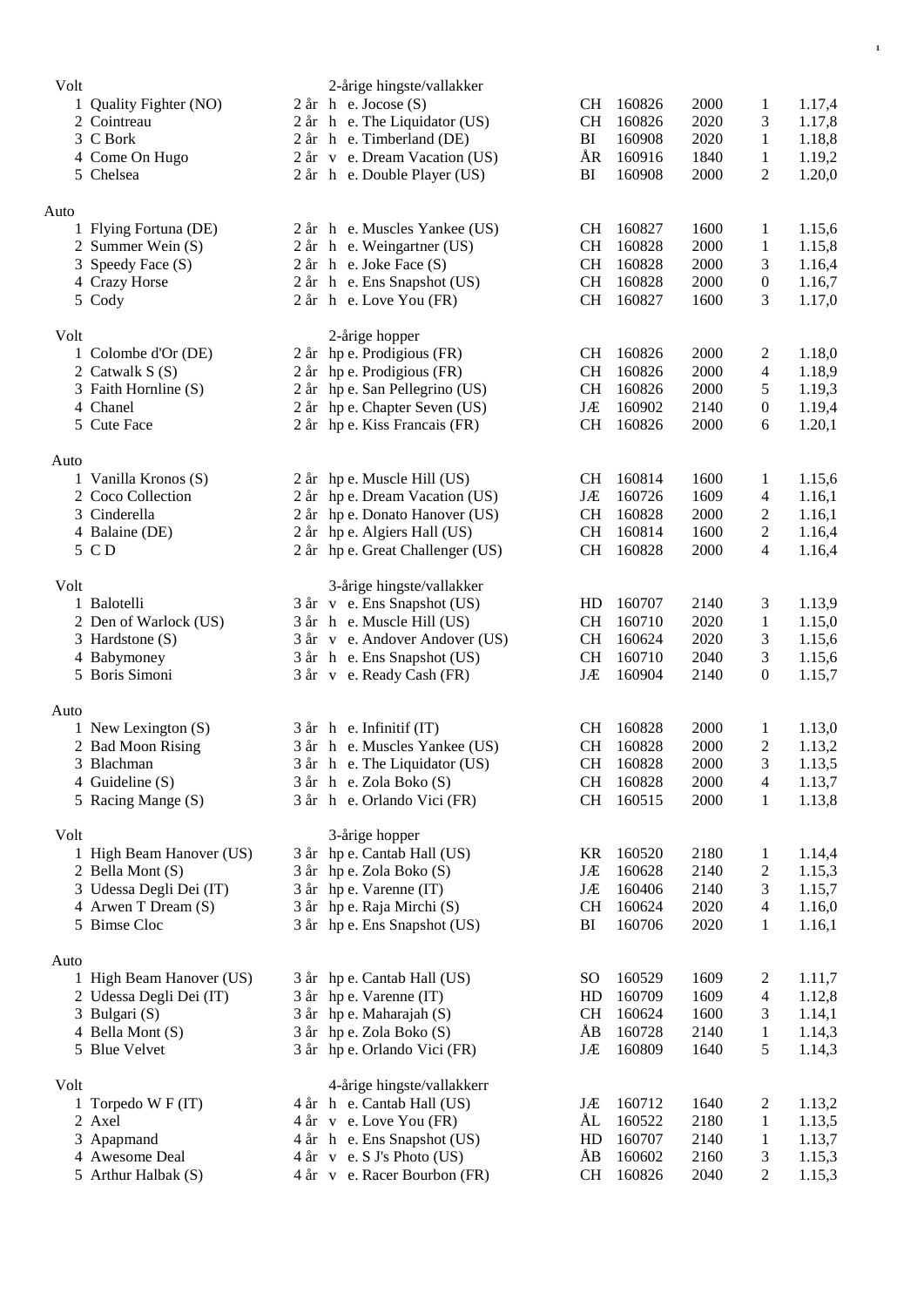| | Volt | | 2-årige hingste/vallakker | | | | | |
|---|---|---|---|---|---|---|---|---|
| 1 | Quality Fighter (NO) | 2 år | h e. Jocose (S) | CH | 160826 | 2000 | 1 | 1.17,4 |
| 2 | Cointreau | 2 år | h e. The Liquidator (US) | CH | 160826 | 2020 | 3 | 1.17,8 |
| 3 | C Bork | 2 år | h e. Timberland (DE) | BI | 160908 | 2020 | 1 | 1.18,8 |
| 4 | Come On Hugo | 2 år | v e. Dream Vacation (US) | ÅR | 160916 | 1840 | 1 | 1.19,2 |
| 5 | Chelsea | 2 år | h e. Double Player (US) | BI | 160908 | 2000 | 2 | 1.20,0 |
| | **Auto** | | | | | | | |
| 1 | Flying Fortuna (DE) | 2 år | h e. Muscles Yankee (US) | CH | 160827 | 1600 | 1 | 1.15,6 |
| 2 | Summer Wein (S) | 2 år | h e. Weingartner (US) | CH | 160828 | 2000 | 1 | 1.15,8 |
| 3 | Speedy Face (S) | 2 år | h e. Joke Face (S) | CH | 160828 | 2000 | 3 | 1.16,4 |
| 4 | Crazy Horse | 2 år | h e. Ens Snapshot (US) | CH | 160828 | 2000 | 0 | 1.16,7 |
| 5 | Cody | 2 år | h e. Love You (FR) | CH | 160827 | 1600 | 3 | 1.17,0 |
| | **Volt** | | **2-årige hopper** | | | | | |
| 1 | Colombe d'Or (DE) | 2 år | hp e. Prodigious (FR) | CH | 160826 | 2000 | 2 | 1.18,0 |
| 2 | Catwalk S (S) | 2 år | hp e. Prodigious (FR) | CH | 160826 | 2000 | 4 | 1.18,9 |
| 3 | Faith Hornline (S) | 2 år | hp e. San Pellegrino (US) | CH | 160826 | 2000 | 5 | 1.19,3 |
| 4 | Chanel | 2 år | hp e. Chapter Seven (US) | JÆ | 160902 | 2140 | 0 | 1.19,4 |
| 5 | Cute Face | 2 år | hp e. Kiss Francais (FR) | CH | 160826 | 2000 | 6 | 1.20,1 |
| | **Auto** | | | | | | | |
| 1 | Vanilla Kronos (S) | 2 år | hp e. Muscle Hill (US) | CH | 160814 | 1600 | 1 | 1.15,6 |
| 2 | Coco Collection | 2 år | hp e. Dream Vacation (US) | JÆ | 160726 | 1609 | 4 | 1.16,1 |
| 3 | Cinderella | 2 år | hp e. Donato Hanover (US) | CH | 160828 | 2000 | 2 | 1.16,1 |
| 4 | Balaine (DE) | 2 år | hp e. Algiers Hall (US) | CH | 160814 | 1600 | 2 | 1.16,4 |
| 5 | C D | 2 år | hp e. Great Challenger (US) | CH | 160828 | 2000 | 4 | 1.16,4 |
| | **Volt** | | **3-årige hingste/vallakker** | | | | | |
| 1 | Balotelli | 3 år | v e. Ens Snapshot (US) | HD | 160707 | 2140 | 3 | 1.13,9 |
| 2 | Den of Warlock (US) | 3 år | h e. Muscle Hill (US) | CH | 160710 | 2020 | 1 | 1.15,0 |
| 3 | Hardstone (S) | 3 år | v e. Andover Andover (US) | CH | 160624 | 2020 | 3 | 1.15,6 |
| 4 | Babymoney | 3 år | h e. Ens Snapshot (US) | CH | 160710 | 2040 | 3 | 1.15,6 |
| 5 | Boris Simoni | 3 år | v e. Ready Cash (FR) | JÆ | 160904 | 2140 | 0 | 1.15,7 |
| | **Auto** | | | | | | | |
| 1 | New Lexington (S) | 3 år | h e. Infinitif (IT) | CH | 160828 | 2000 | 1 | 1.13,0 |
| 2 | Bad Moon Rising | 3 år | h e. Muscles Yankee (US) | CH | 160828 | 2000 | 2 | 1.13,2 |
| 3 | Blachman | 3 år | h e. The Liquidator (US) | CH | 160828 | 2000 | 3 | 1.13,5 |
| 4 | Guideline (S) | 3 år | h e. Zola Boko (S) | CH | 160828 | 2000 | 4 | 1.13,7 |
| 5 | Racing Mange (S) | 3 år | h e. Orlando Vici (FR) | CH | 160515 | 2000 | 1 | 1.13,8 |
| | **Volt** | | **3-årige hopper** | | | | | |
| 1 | High Beam Hanover (US) | 3 år | hp e. Cantab Hall (US) | KR | 160520 | 2180 | 1 | 1.14,4 |
| 2 | Bella Mont (S) | 3 år | hp e. Zola Boko (S) | JÆ | 160628 | 2140 | 2 | 1.15,3 |
| 3 | Udessa Degli Dei (IT) | 3 år | hp e. Varenne (IT) | JÆ | 160406 | 2140 | 3 | 1.15,7 |
| 4 | Arwen T Dream (S) | 3 år | hp e. Raja Mirchi (S) | CH | 160624 | 2020 | 4 | 1.16,0 |
| 5 | Bimse Cloc | 3 år | hp e. Ens Snapshot (US) | BI | 160706 | 2020 | 1 | 1.16,1 |
| | **Auto** | | | | | | | |
| 1 | High Beam Hanover (US) | 3 år | hp e. Cantab Hall (US) | SO | 160529 | 1609 | 2 | 1.11,7 |
| 2 | Udessa Degli Dei (IT) | 3 år | hp e. Varenne (IT) | HD | 160709 | 1609 | 4 | 1.12,8 |
| 3 | Bulgari (S) | 3 år | hp e. Maharajah (S) | CH | 160624 | 1600 | 3 | 1.14,1 |
| 4 | Bella Mont (S) | 3 år | hp e. Zola Boko (S) | ÅB | 160728 | 2140 | 1 | 1.14,3 |
| 5 | Blue Velvet | 3 år | hp e. Orlando Vici (FR) | JÆ | 160809 | 1640 | 5 | 1.14,3 |
| | **Volt** | | **4-årige hingste/vallakkerr** | | | | | |
| 1 | Torpedo W F (IT) | 4 år | h e. Cantab Hall (US) | JÆ | 160712 | 1640 | 2 | 1.13,2 |
| 2 | Axel | 4 år | v e. Love You (FR) | ÅL | 160522 | 2180 | 1 | 1.13,5 |
| 3 | Apapmand | 4 år | h e. Ens Snapshot (US) | HD | 160707 | 2140 | 1 | 1.13,7 |
| 4 | Awesome Deal | 4 år | v e. S J's Photo (US) | ÅB | 160602 | 2160 | 3 | 1.15,3 |
| 5 | Arthur Halbak (S) | 4 år | v e. Racer Bourbon (FR) | CH | 160826 | 2040 | 2 | 1.15,3 |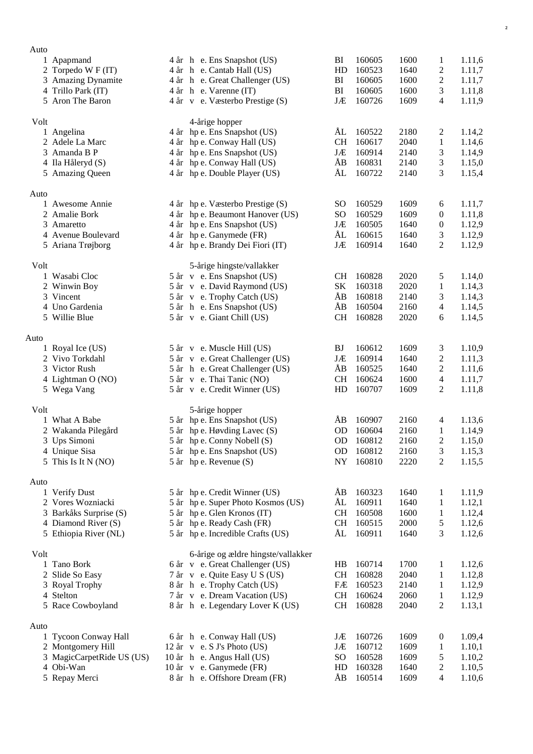Auto

| | | | | | | | | |
|---|---|---|---|---|---|---|---|---|
| 1 | Apapmand | 4 år | h e. Ens Snapshot (US) | BI | 160605 | 1600 | 1 | 1.11,6 |
| 2 | Torpedo W F (IT) | 4 år | h e. Cantab Hall (US) | HD | 160523 | 1640 | 2 | 1.11,7 |
| 3 | Amazing Dynamite | 4 år | h e. Great Challenger (US) | BI | 160605 | 1600 | 2 | 1.11,7 |
| 4 | Trillo Park (IT) | 4 år | h e. Varenne (IT) | BI | 160605 | 1600 | 3 | 1.11,8 |
| 5 | Aron The Baron | 4 år | v e. Væsterbo Prestige (S) | JÆ | 160726 | 1609 | 4 | 1.11,9 |

Volt — 4-årige hopper

| | | | | | | | | |
|---|---|---|---|---|---|---|---|---|
| 1 | Angelina | 4 år | hp e. Ens Snapshot (US) | ÅL | 160522 | 2180 | 2 | 1.14,2 |
| 2 | Adele La Marc | 4 år | hp e. Conway Hall (US) | CH | 160617 | 2040 | 1 | 1.14,6 |
| 3 | Amanda B P | 4 år | hp e. Ens Snapshot (US) | JÆ | 160914 | 2140 | 3 | 1.14,9 |
| 4 | Ila Håleryd (S) | 4 år | hp e. Conway Hall (US) | ÅB | 160831 | 2140 | 3 | 1.15,0 |
| 5 | Amazing Queen | 4 år | hp e. Double Player (US) | ÅL | 160722 | 2140 | 3 | 1.15,4 |

Auto

| | | | | | | | | |
|---|---|---|---|---|---|---|---|---|
| 1 | Awesome Annie | 4 år | hp e. Væsterbo Prestige (S) | SO | 160529 | 1609 | 6 | 1.11,7 |
| 2 | Amalie Bork | 4 år | hp e. Beaumont Hanover (US) | SO | 160529 | 1609 | 0 | 1.11,8 |
| 3 | Amaretto | 4 år | hp e. Ens Snapshot (US) | JÆ | 160505 | 1640 | 0 | 1.12,9 |
| 4 | Avenue Boulevard | 4 år | hp e. Ganymede (FR) | ÅL | 160615 | 1640 | 3 | 1.12,9 |
| 5 | Ariana Trøjborg | 4 år | hp e. Brandy Dei Fiori (IT) | JÆ | 160914 | 1640 | 2 | 1.12,9 |

Volt — 5-årige hingste/vallakker

| | | | | | | | | |
|---|---|---|---|---|---|---|---|---|
| 1 | Wasabi Cloc | 5 år | v e. Ens Snapshot (US) | CH | 160828 | 2020 | 5 | 1.14,0 |
| 2 | Winwin Boy | 5 år | v e. David Raymond (US) | SK | 160318 | 2020 | 1 | 1.14,3 |
| 3 | Vincent | 5 år | v e. Trophy Catch (US) | ÅB | 160818 | 2140 | 3 | 1.14,3 |
| 4 | Uno Gardenia | 5 år | h e. Ens Snapshot (US) | ÅB | 160504 | 2160 | 4 | 1.14,5 |
| 5 | Willie Blue | 5 år | v e. Giant Chill (US) | CH | 160828 | 2020 | 6 | 1.14,5 |

Auto

| | | | | | | | | |
|---|---|---|---|---|---|---|---|---|
| 1 | Royal Ice (US) | 5 år | v e. Muscle Hill (US) | BJ | 160612 | 1609 | 3 | 1.10,9 |
| 2 | Vivo Torkdahl | 5 år | v e. Great Challenger (US) | JÆ | 160914 | 1640 | 2 | 1.11,3 |
| 3 | Victor Rush | 5 år | h e. Great Challenger (US) | ÅB | 160525 | 1640 | 2 | 1.11,6 |
| 4 | Lightman O (NO) | 5 år | v e. Thai Tanic (NO) | CH | 160624 | 1600 | 4 | 1.11,7 |
| 5 | Wega Vang | 5 år | v e. Credit Winner (US) | HD | 160707 | 1609 | 2 | 1.11,8 |

Volt — 5-årige hopper

| | | | | | | | | |
|---|---|---|---|---|---|---|---|---|
| 1 | What A Babe | 5 år | hp e. Ens Snapshot (US) | ÅB | 160907 | 2160 | 4 | 1.13,6 |
| 2 | Wakanda Pilegård | 5 år | hp e. Høvding Lavec (S) | OD | 160604 | 2160 | 1 | 1.14,9 |
| 3 | Ups Simoni | 5 år | hp e. Conny Nobell (S) | OD | 160812 | 2160 | 2 | 1.15,0 |
| 4 | Unique Sisa | 5 år | hp e. Ens Snapshot (US) | OD | 160812 | 2160 | 3 | 1.15,3 |
| 5 | This Is It N (NO) | 5 år | hp e. Revenue (S) | NY | 160810 | 2220 | 2 | 1.15,5 |

Auto

| | | | | | | | | |
|---|---|---|---|---|---|---|---|---|
| 1 | Verify Dust | 5 år | hp e. Credit Winner (US) | ÅB | 160323 | 1640 | 1 | 1.11,9 |
| 2 | Vores Wozniacki | 5 år | hp e. Super Photo Kosmos (US) | ÅL | 160911 | 1640 | 1 | 1.12,1 |
| 3 | Barkåks Surprise (S) | 5 år | hp e. Glen Kronos (IT) | CH | 160508 | 1600 | 1 | 1.12,4 |
| 4 | Diamond River (S) | 5 år | hp e. Ready Cash (FR) | CH | 160515 | 2000 | 5 | 1.12,6 |
| 5 | Ethiopia River (NL) | 5 år | hp e. Incredible Crafts (US) | ÅL | 160911 | 1640 | 3 | 1.12,6 |

Volt — 6-årige og ældre hingste/vallakker

| | | | | | | | | |
|---|---|---|---|---|---|---|---|---|
| 1 | Tano Bork | 6 år | v e. Great Challenger (US) | HB | 160714 | 1700 | 1 | 1.12,6 |
| 2 | Slide So Easy | 7 år | v e. Quite Easy U S (US) | CH | 160828 | 2040 | 1 | 1.12,8 |
| 3 | Royal Trophy | 8 år | h e. Trophy Catch (US) | FÆ | 160523 | 2140 | 1 | 1.12,9 |
| 4 | Stelton | 7 år | v e. Dream Vacation (US) | CH | 160624 | 2060 | 1 | 1.12,9 |
| 5 | Race Cowboyland | 8 år | h e. Legendary Lover K (US) | CH | 160828 | 2040 | 2 | 1.13,1 |

Auto

| | | | | | | | | |
|---|---|---|---|---|---|---|---|---|
| 1 | Tycoon Conway Hall | 6 år | h e. Conway Hall (US) | JÆ | 160726 | 1609 | 0 | 1.09,4 |
| 2 | Montgomery Hill | 12 år | v e. S J's Photo (US) | JÆ | 160712 | 1609 | 1 | 1.10,1 |
| 3 | MagicCarpetRide US (US) | 10 år | h e. Angus Hall (US) | SO | 160528 | 1609 | 5 | 1.10,2 |
| 4 | Obi-Wan | 10 år | v e. Ganymede (FR) | HD | 160328 | 1640 | 2 | 1.10,5 |
| 5 | Repay Merci | 8 år | h e. Offshore Dream (FR) | ÅB | 160514 | 1609 | 4 | 1.10,6 |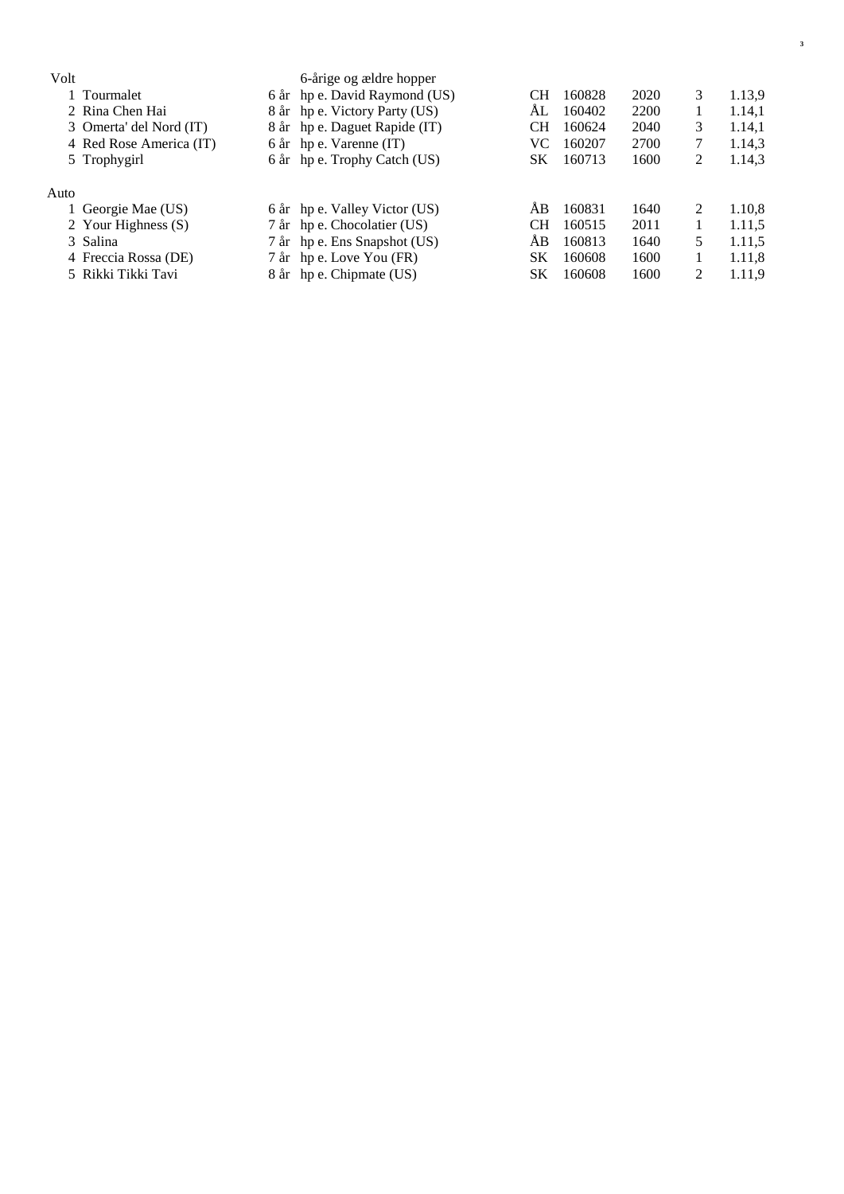| | | | | | | | | |
|---|---|---|---|---|---|---|---|---|
| Volt | | | 6-årige og ældre hopper | | | | | |
| 1 | Tourmalet | 6 år | hp e. David Raymond (US) | CH | 160828 | 2020 | 3 | 1.13,9 |
| 2 | Rina Chen Hai | 8 år | hp e. Victory Party (US) | ÅL | 160402 | 2200 | 1 | 1.14,1 |
| 3 | Omerta' del Nord (IT) | 8 år | hp e. Daguet Rapide (IT) | CH | 160624 | 2040 | 3 | 1.14,1 |
| 4 | Red Rose America (IT) | 6 år | hp e. Varenne (IT) | VC | 160207 | 2700 | 7 | 1.14,3 |
| 5 | Trophygirl | 6 år | hp e. Trophy Catch (US) | SK | 160713 | 1600 | 2 | 1.14,3 |
| Auto | | | | | | | | |
| 1 | Georgie Mae (US) | 6 år | hp e. Valley Victor (US) | ÅB | 160831 | 1640 | 2 | 1.10,8 |
| 2 | Your Highness (S) | 7 år | hp e. Chocolatier (US) | CH | 160515 | 2011 | 1 | 1.11,5 |
| 3 | Salina | 7 år | hp e. Ens Snapshot (US) | ÅB | 160813 | 1640 | 5 | 1.11,5 |
| 4 | Freccia Rossa (DE) | 7 år | hp e. Love You (FR) | SK | 160608 | 1600 | 1 | 1.11,8 |
| 5 | Rikki Tikki Tavi | 8 år | hp e. Chipmate (US) | SK | 160608 | 1600 | 2 | 1.11,9 |